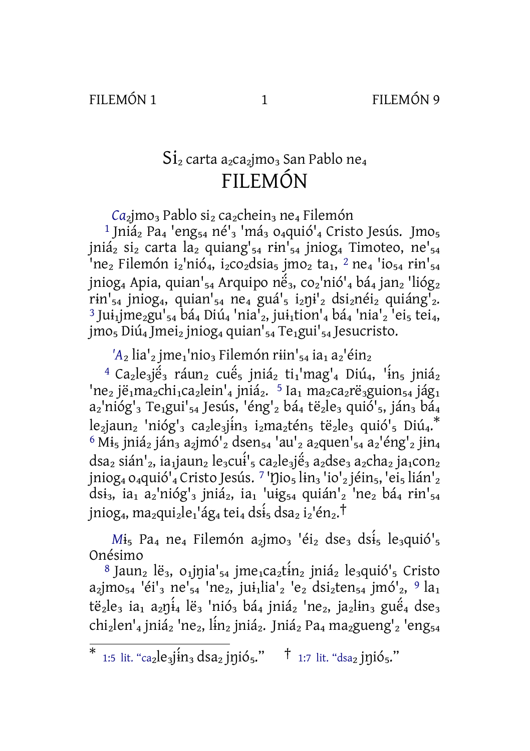# Si$_2$ carta a$_2$ca$_2$jmo$_3$ San Pablo ne$_4$ FILEMÓN

*Ca$_2$*jmo$_3$ Pablo si$_2$ ca$_2$chein$_3$ ne$_4$ Filemón

[1] Jniá$_2$ Pa$_4$ 'eng$_{54}$ né'$_3$ 'má$_3$ o$_4$quió'$_4$ Cristo Jesús. Jmo$_5$ jniá$_2$ si$_2$ carta la$_2$ quiang'$_{54}$ rɨn'$_{54}$ jniog$_4$ Timoteo, ne'$_{54}$ 'ne$_2$ Filemón i$_2$'nió$_4$, i$_2$co$_2$dsia$_5$ jmo$_2$ ta$_1$, [2] ne$_4$ 'io$_{54}$ rɨn'$_{54}$ jniog$_4$ Apia, quian'$_{54}$ Arquipo në́$_3$, co$_2$'nió'$_4$ bá$_4$ jan$_2$ 'lióg$_2$ rɨn'$_{54}$ jniog$_4$, quian'$_{54}$ ne$_4$ guá'$_5$ i$_2$ŋɨ'$_2$ dsi$_2$néi$_2$ quiáng'$_2$. [3] Juɨ$_1$jme$_2$gu'$_{54}$ bá$_4$ Diú$_4$ 'nia'$_2$, juɨ$_1$tion'$_4$ bá$_4$ 'nia'$_2$ 'ei$_5$ tei$_4$, jmo$_5$ Diú$_4$ Jmei$_2$ jniog$_4$ quian'$_{54}$ Te$_1$gui'$_{54}$ Jesucristo.

*'A$_2$* lia'$_2$ jme$_1$'nio$_3$ Filemón rɨin'$_{54}$ ia$_1$ a$_2$'éin$_2$

[4] Ca$_2$le$_3$jë́$_3$ ráun$_2$ cuë́$_5$ jniá$_2$ ti$_1$'mag'$_4$ Diú$_4$, 'ɨ́n$_5$ jniá$_2$ 'ne$_2$ jë$_1$ma$_2$chi$_1$ca$_2$lein'$_4$ jniá$_2$. [5] Ia$_1$ ma$_2$ca$_2$rë$_3$guion$_{54}$ jág$_1$ a$_2$'nióg'$_3$ Te$_1$gui'$_{54}$ Jesús, 'éng'$_2$ bá$_4$ të$_2$le$_3$ quió'$_5$, ján$_3$ bá$_4$ le$_2$jaun$_2$ 'nióg'$_3$ ca$_2$le$_3$jɨ́n$_3$ i$_2$ma$_2$tén$_5$ të$_2$le$_3$ quió'$_5$ Diú$_4$.* [6] Mɨ$_5$ jniá$_2$ ján$_3$ a$_2$jmó'$_2$ dsen$_{54}$ 'au'$_2$ a$_2$quen'$_{54}$ a$_2$'éng'$_2$ jɨn$_4$ dsa$_2$ sián'$_2$, ia$_1$jaun$_2$ le$_3$cuɨ́'$_5$ ca$_2$le$_3$jë́$_3$ a$_2$dse$_3$ a$_2$cha$_2$ ja$_1$con$_2$ jniog$_4$ o$_4$quió'$_4$ Cristo Jesús. [7] 'Ŋio$_5$ lɨn$_3$ 'io'$_2$ jéin$_5$, 'ei$_5$ lián'$_2$ dsɨ$_3$, ia$_1$ a$_2$'nióg'$_3$ jniá$_2$, ia$_1$ 'uɨg$_{54}$ quián'$_2$ 'ne$_2$ bá$_4$ rɨn'$_{54}$ jniog$_4$, ma$_2$qui$_2$le$_1$'ág$_4$ tei$_4$ dsɨ́$_5$ dsa$_2$ i$_2$'én$_2$.†

*Mɨ$_5$* Pa$_4$ ne$_4$ Filemón a$_2$jmo$_3$ 'éi$_2$ dse$_3$ dsɨ́$_5$ le$_3$quió'$_5$ Onésimo

[8] Jaun$_2$ lë$_3$, o$_1$jŋia'$_{54}$ jme$_1$ca$_2$tɨ́n$_2$ jniá$_2$ le$_3$quió'$_5$ Cristo a$_2$jmo$_{54}$ 'éi'$_3$ ne'$_{54}$ 'ne$_2$, juɨ$_1$lia'$_2$ 'e$_2$ dsi$_2$ten$_{54}$ jmó'$_2$, [9] la$_1$ të$_2$le$_3$ ia$_1$ a$_2$ŋɨ́$_4$ lë$_3$ 'nió$_3$ bá$_4$ jniá$_2$ 'ne$_2$, ja$_2$lɨn$_3$ guë́$_4$ dse$_3$ chi$_2$len'$_4$ jniá$_2$ 'ne$_2$, lɨ́n$_2$ jniá$_2$. Jniá$_2$ Pa$_4$ ma$_2$gueng'$_2$ 'eng$_{54}$

---

* 1:5 lit. “ca$_2$le$_3$jɨ́n$_3$ dsa$_2$ jŋió$_5$.” † 1:7 lit. “dsa$_2$ jŋió$_5$.”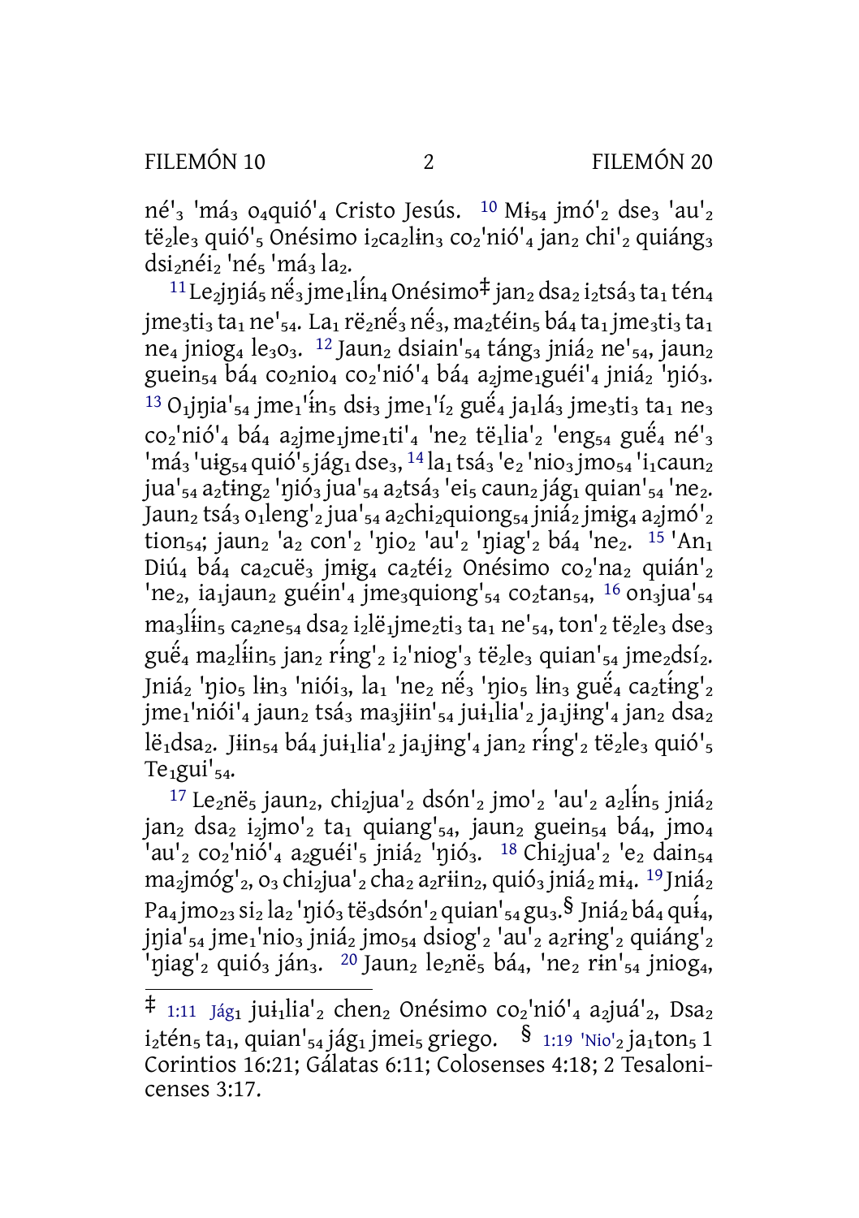né'$_3$ 'má$_3$ o$_4$quió'$_4$ Cristo Jesús. 10 Mɨ$_{54}$ jmó'$_2$ dse$_3$ 'au'$_2$ të$_2$le$_3$ quió'$_5$ Onésimo i$_2$ca$_2$lɨn$_3$ co$_2$'nió'$_4$ jan$_2$ chi'$_2$ quiáng$_3$ dsi$_2$néi$_2$ 'né$_5$ 'má$_3$ la$_2$.

11 Le$_2$jŋiá$_5$ nɨ̈́$_3$ jme$_1$lɨ́n$_4$ Onésimo‡ jan$_2$ dsa$_2$ i$_2$tsá$_3$ ta$_1$ tén$_4$ jme$_3$ti$_3$ ta$_1$ ne'$_{54}$. La$_1$ rë$_2$nɨ̈́$_3$ nɨ̈́$_3$, ma$_2$téin$_5$ bá$_4$ ta$_1$ jme$_3$ti$_3$ ta$_1$ ne$_4$ jniog$_4$ le$_3$o$_3$. 12 Jaun$_2$ dsiain'$_{54}$ táng$_3$ jniá$_2$ ne'$_{54}$, jaun$_2$ guein$_{54}$ bá$_4$ co$_2$nio$_4$ co$_2$'nió'$_4$ bá$_4$ a$_2$jme$_1$guéi'$_4$ jniá$_2$ 'ŋió$_3$. 13 O$_1$jŋia'$_{54}$ jme$_1$'ɨ́n$_5$ dsɨ$_3$ jme$_1$'ɨ́$_2$ guɨ̈́$_4$ ja$_1$lá$_3$ jme$_3$ti$_3$ ta$_1$ ne$_3$ co$_2$'nió'$_4$ bá$_4$ a$_2$jme$_1$jme$_1$ti'$_4$ 'ne$_2$ të$_1$lia'$_2$ 'eng$_{54}$ guɨ̈́$_4$ né'$_3$ 'má$_3$ 'uɨg$_{54}$ quió'$_5$ jág$_1$ dse$_3$, 14 la$_1$ tsá$_3$ 'e$_2$ 'nio$_3$ jmo$_{54}$ 'i$_1$caun$_2$ jua'$_{54}$ a$_2$tɨng$_2$ 'ŋió$_3$ jua'$_{54}$ a$_2$tsá$_3$ 'ei$_5$ caun$_2$ jág$_1$ quian'$_{54}$ 'ne$_2$. Jaun$_2$ tsá$_3$ o$_1$leng'$_2$ jua'$_{54}$ a$_2$chi$_2$quiong$_{54}$ jniá$_2$ jmɨg$_4$ a$_2$jmó'$_2$ tion$_{54}$; jaun$_2$ 'a$_2$ con'$_2$ 'ŋio$_2$ 'au'$_2$ 'ŋiag'$_2$ bá$_4$ 'ne$_2$. 15 'An$_1$ Diú$_4$ bá$_4$ ca$_2$cuë$_3$ jmɨg$_4$ ca$_2$téi$_2$ Onésimo co$_2$'na$_2$ quián'$_2$ 'ne$_2$, ia$_1$jaun$_2$ guéin'$_4$ jme$_3$quiong'$_{54}$ co$_2$tan$_{54}$, 16 on$_3$jua'$_{54}$ ma$_3$lɨ́in$_5$ ca$_2$ne$_{54}$ dsa$_2$ i$_2$lë$_1$jme$_2$ti$_3$ ta$_1$ ne'$_{54}$, ton'$_2$ të$_2$le$_3$ dse$_3$ guɨ̈́$_4$ ma$_2$lɨ́in$_5$ jan$_2$ rɨ́ng'$_2$ i$_2$'niog'$_3$ të$_2$le$_3$ quian'$_{54}$ jme$_2$dsí$_2$. Jniá$_2$ 'ŋio$_5$ lɨn$_3$ 'niói$_3$, la$_1$ 'ne$_2$ nɨ̈́$_3$ 'ŋio$_5$ lɨn$_3$ guɨ̈́$_4$ ca$_2$tɨ́ng'$_2$ jme$_1$'niói'$_4$ jaun$_2$ tsá$_3$ ma$_3$jɨin'$_{54}$ juɨ$_1$lia'$_2$ ja$_1$jɨng'$_4$ jan$_2$ dsa$_2$ lë$_1$dsa$_2$. Jɨin$_{54}$ bá$_4$ juɨ$_1$lia'$_2$ ja$_1$jɨng'$_4$ jan$_2$ rɨ́ng'$_2$ të$_2$le$_3$ quió'$_5$ Te$_1$gui'$_{54}$.

17 Le$_2$në$_5$ jaun$_2$, chi$_2$jua'$_2$ dsón'$_2$ jmo'$_2$ 'au'$_2$ a$_2$lɨ́n$_5$ jniá$_2$ jan$_2$ dsa$_2$ i$_2$jmo'$_2$ ta$_1$ quiang'$_{54}$, jaun$_2$ guein$_{54}$ bá$_4$, jmo$_4$ 'au'$_2$ co$_2$'nió'$_4$ a$_2$guéi'$_5$ jniá$_2$ 'ŋió$_3$. 18 Chi$_2$jua'$_2$ 'e$_2$ dain$_{54}$ ma$_2$jmóg'$_2$, o$_3$ chi$_2$jua'$_2$ cha$_2$ a$_2$rɨin$_2$, quió$_3$ jniá$_2$ mɨ$_4$. 19 Jniá$_2$ Pa$_4$ jmo$_{23}$ si$_2$ la$_2$ 'ŋió$_3$ të$_3$dsón'$_2$ quian'$_{54}$ gu$_3$.§ Jniá$_2$ bá$_4$ quɨ́$_4$, jŋia'$_{54}$ jme$_1$'nio$_3$ jniá$_2$ jmo$_{54}$ dsiog'$_2$ 'au'$_2$ a$_2$rɨng'$_2$ quiáng'$_2$ 'ŋiag'$_2$ quió$_3$ ján$_3$. 20 Jaun$_2$ le$_2$në$_5$ bá$_4$, 'ne$_2$ rɨn'$_{54}$ jniog$_4$,

---

‡ 1:11 Jág$_1$ juɨ$_1$lia'$_2$ chen$_2$ Onésimo co$_2$'nió'$_4$ a$_2$juá'$_2$, Dsa$_2$ i$_2$tén$_5$ ta$_1$, quian'$_{54}$ jág$_1$ jmei$_5$ griego. § 1:19 'Nio'$_2$ ja$_1$ton$_5$ 1 Corintios 16:21; Gálatas 6:11; Colosenses 4:18; 2 Tesalonicenses 3:17.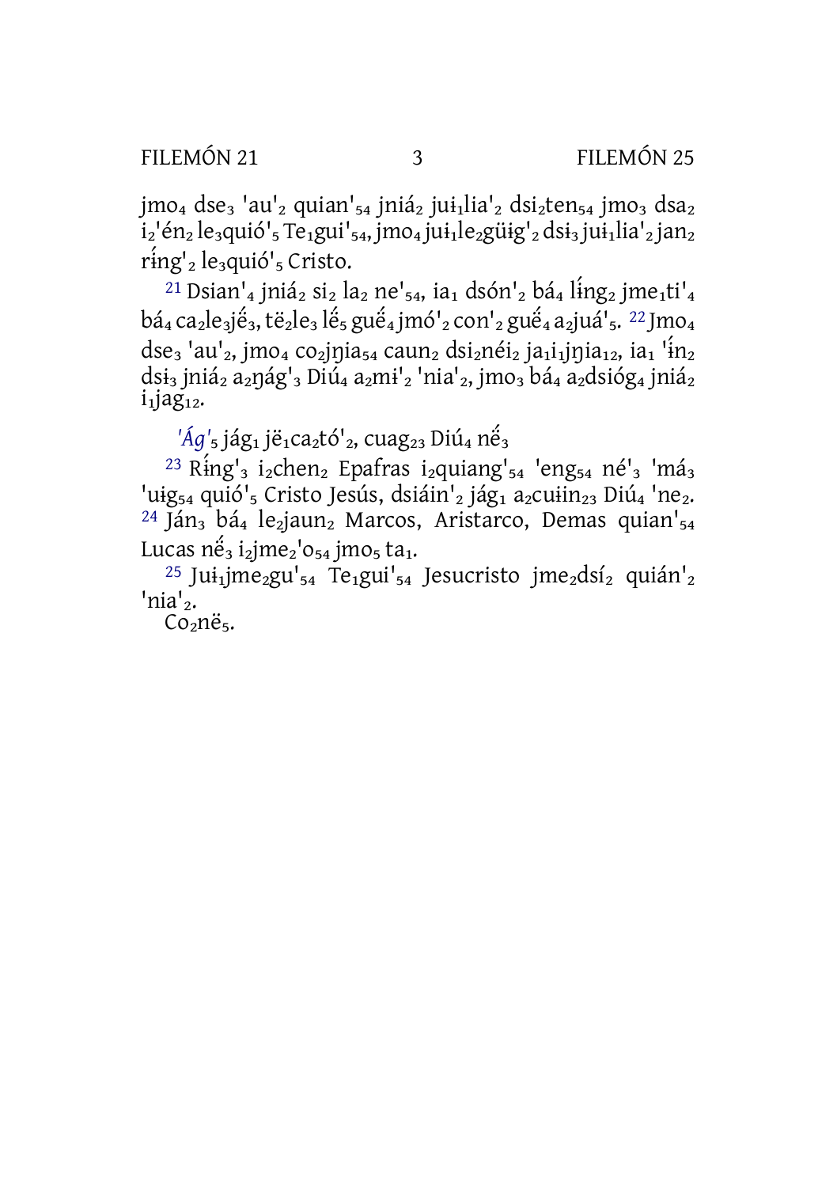jmo$_4$ dse$_3$ 'au'$_2$ quian'$_{54}$ jniá$_2$ juɨ$_1$lia'$_2$ dsi$_2$ten$_{54}$ jmo$_3$ dsa$_2$ i$_2$'én$_2$ le$_3$quió'$_5$ Te$_1$gui'$_{54}$, jmo$_4$ juɨ$_1$le$_2$güɨg'$_2$ dsɨ$_3$ juɨ$_1$lia'$_2$ jan$_2$ rɨ́ng'$_2$ le$_3$quió'$_5$ Cristo.

[21] Dsian'$_4$ jniá$_2$ si$_2$ la$_2$ ne'$_{54}$, ia$_1$ dsón'$_2$ bá$_4$ lɨ́ng$_2$ jme$_1$ti'$_4$ bá$_4$ ca$_2$le$_3$jḗ$_3$, të$_2$le$_3$ lḗ$_5$ guḗ$_4$ jmó'$_2$ con'$_2$ guḗ$_4$ a$_2$juá'$_5$. [22] Jmo$_4$ dse$_3$ 'au'$_2$, jmo$_4$ co$_2$jŋia$_{54}$ caun$_2$ dsi$_2$néi$_2$ ja$_1$i$_1$jŋia$_{12}$, ia$_1$ 'ɨ́n$_2$ dsɨ$_3$ jniá$_2$ a$_2$ŋág'$_3$ Diú$_4$ a$_2$mɨ'$_2$ 'nia'$_2$, jmo$_3$ bá$_4$ a$_2$dsióg$_4$ jniá$_2$ i$_1$jag$_{12}$.

*'Ág'*$_5$ jág$_1$ jë$_1$ca$_2$tó'$_2$, cuag$_{23}$ Diú$_4$ nḗ$_3$

[23] Rɨ́ng'$_3$ i$_2$chen$_2$ Epafras i$_2$quiang'$_{54}$ 'eng$_{54}$ né'$_3$ 'má$_3$ 'uɨg$_{54}$ quió'$_5$ Cristo Jesús, dsiáin'$_2$ jág$_1$ a$_2$cuɨin$_{23}$ Diú$_4$ 'ne$_2$. [24] Ján$_3$ bá$_4$ le$_2$jaun$_2$ Marcos, Aristarco, Demas quian'$_{54}$ Lucas nḗ$_3$ i$_2$jme$_2$'o$_{54}$ jmo$_5$ ta$_1$.

[25] Juɨ$_1$jme$_2$gu'$_{54}$ Te$_1$gui'$_{54}$ Jesucristo jme$_2$dsí$_2$ quián'$_2$ 'nia'$_2$.

Co$_2$në$_5$.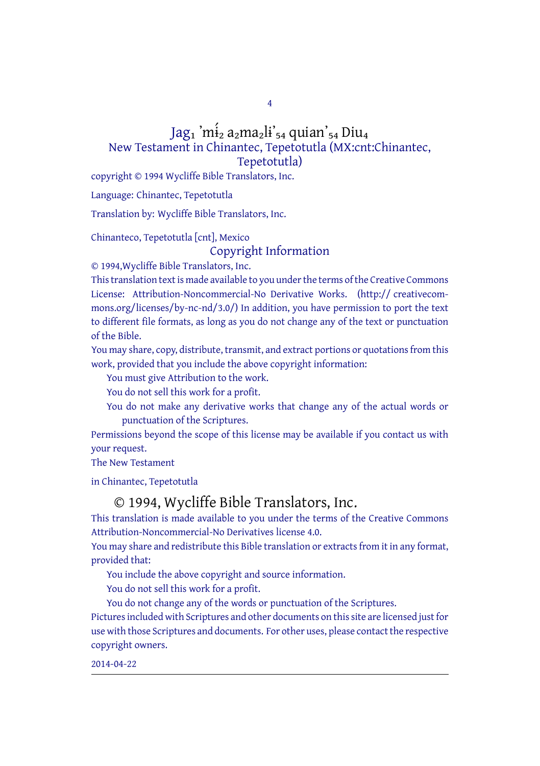# Jag$_1$ 'mɨ́$_2$ a$_2$ma$_2$lɨ'$_{54}$ quian'$_{54}$ Diu$_4$

New Testament in Chinantec, Tepetotutla (MX:cnt:Chinantec, Tepetotutla)

copyright © 1994 Wycliffe Bible Translators, Inc.

Language: Chinantec, Tepetotutla

Translation by: Wycliffe Bible Translators, Inc.

Chinanteco, Tepetotutla [cnt], Mexico

## Copyright Information

© 1994,Wycliffe Bible Translators, Inc.

This translation text is made available to you under the terms of the Creative Commons License: Attribution-Noncommercial-No Derivative Works. (http:// creativecommons.org/licenses/by-nc-nd/3.0/) In addition, you have permission to port the text to different file formats, as long as you do not change any of the text or punctuation of the Bible.

You may share, copy, distribute, transmit, and extract portions or quotations from this work, provided that you include the above copyright information:

- You must give Attribution to the work.
- You do not sell this work for a profit.
- You do not make any derivative works that change any of the actual words or punctuation of the Scriptures.

Permissions beyond the scope of this license may be available if you contact us with your request.

The New Testament

in Chinantec, Tepetotutla

## © 1994, Wycliffe Bible Translators, Inc.

This translation is made available to you under the terms of the Creative Commons Attribution-Noncommercial-No Derivatives license 4.0.

You may share and redistribute this Bible translation or extracts from it in any format, provided that:

- You include the above copyright and source information.
- You do not sell this work for a profit.
- You do not change any of the words or punctuation of the Scriptures.

Pictures included with Scriptures and other documents on this site are licensed just for use with those Scriptures and documents. For other uses, please contact the respective copyright owners.

2014-04-22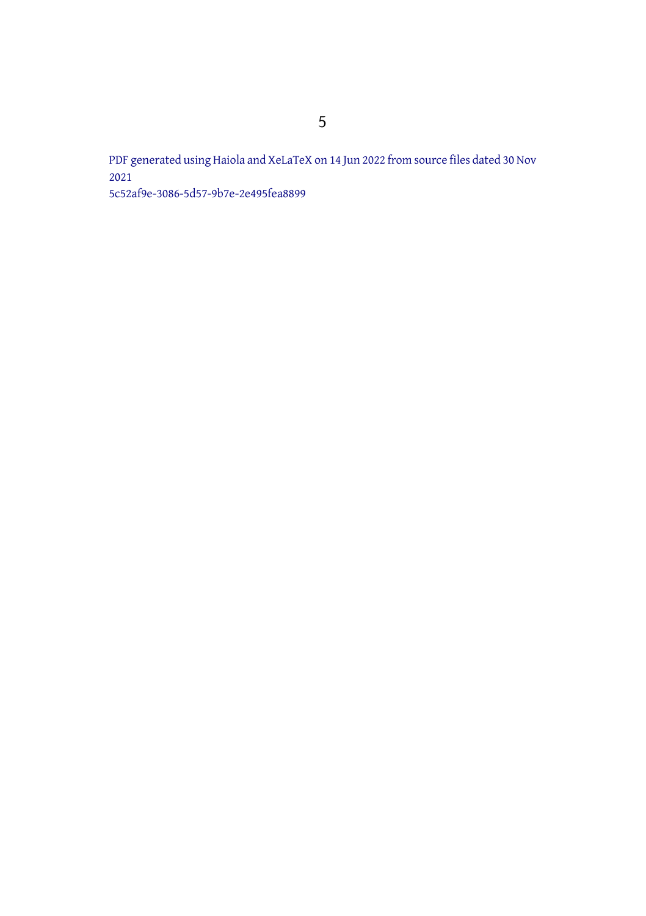PDF generated using Haiola and XeLaTeX on 14 Jun 2022 from source files dated 30 Nov 2021

5c52af9e-3086-5d57-9b7e-2e495fea8899